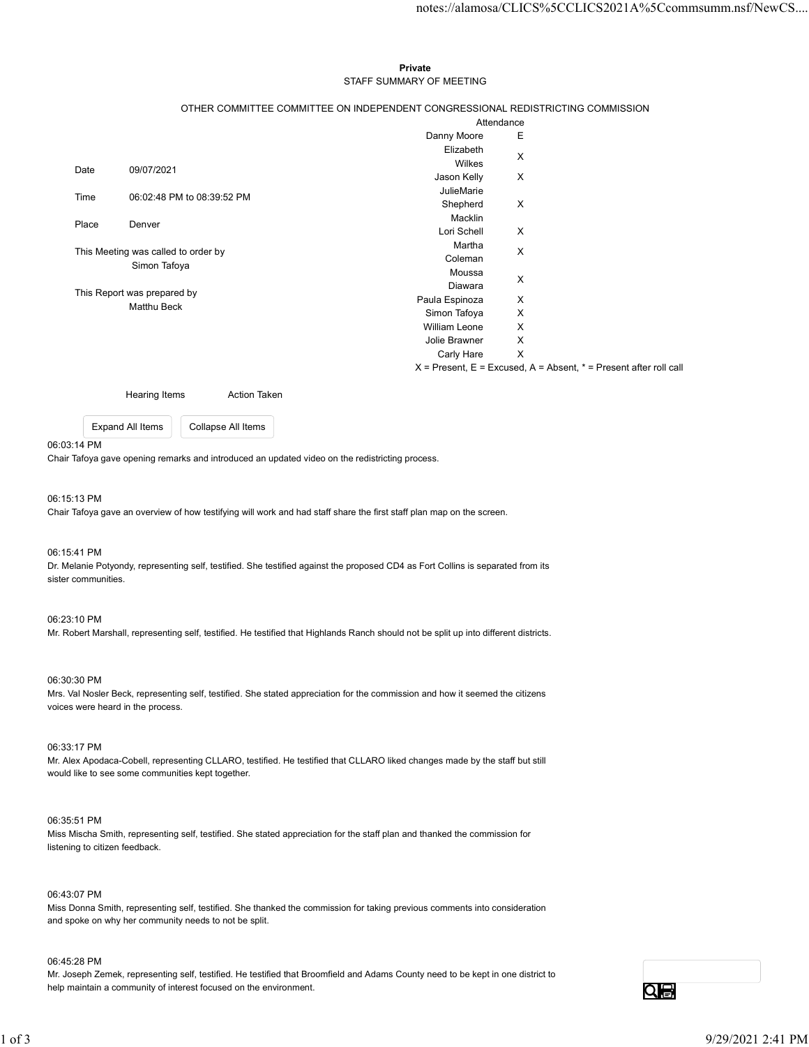**Private**

STAFF SUMMARY OF MEETING

OTHER COMMITTEE COMMITTEE ON INDEPENDENT CONGRESSIONAL REDISTRICTING COMMISSION

| | |
|---|---|
| Date | 09/07/2021 |
| Time | 06:02:48 PM to 08:39:52 PM |
| Place | Denver |

This Meeting was called to order by
Simon Tafoya

This Report was prepared by
Matthu Beck

| Attendance | |
|---|---|
| Danny Moore | E |
| Elizabeth Wilkes | X |
| Jason Kelly | X |
| JulieMarie Shepherd | X |
| Macklin Lori Schell | X |
| Martha Coleman | X |
| Moussa Diawara | X |
| Paula Espinoza | X |
| Simon Tafoya | X |
| William Leone | X |
| Jolie Brawner | X |
| Carly Hare | X |

X = Present, E = Excused, A = Absent, * = Present after roll call

Hearing Items Action Taken

06:03:14 PM
Chair Tafoya gave opening remarks and introduced an updated video on the redistricting process.

06:15:13 PM
Chair Tafoya gave an overview of how testifying will work and had staff share the first staff plan map on the screen.

06:15:41 PM
Dr. Melanie Potyondy, representing self, testified. She testified against the proposed CD4 as Fort Collins is separated from its sister communities.

06:23:10 PM
Mr. Robert Marshall, representing self, testified. He testified that Highlands Ranch should not be split up into different districts.

06:30:30 PM
Mrs. Val Nosler Beck, representing self, testified. She stated appreciation for the commission and how it seemed the citizens voices were heard in the process.

06:33:17 PM
Mr. Alex Apodaca-Cobell, representing CLLARO, testified. He testified that CLLARO liked changes made by the staff but still would like to see some communities kept together.

06:35:51 PM
Miss Mischa Smith, representing self, testified. She stated appreciation for the staff plan and thanked the commission for listening to citizen feedback.

06:43:07 PM
Miss Donna Smith, representing self, testified. She thanked the commission for taking previous comments into consideration and spoke on why her community needs to not be split.

06:45:28 PM
Mr. Joseph Zemek, representing self, testified. He testified that Broomfield and Adams County need to be kept in one district to help maintain a community of interest focused on the environment.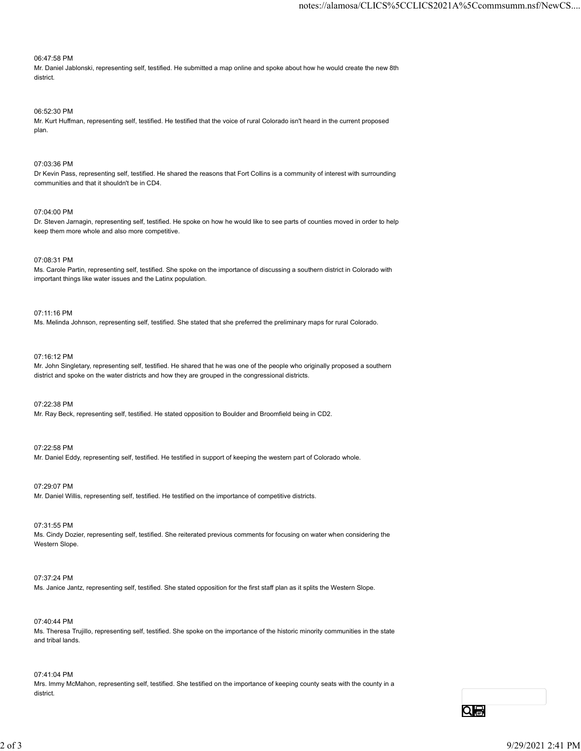06:47:58 PM
Mr. Daniel Jablonski, representing self, testified. He submitted a map online and spoke about how he would create the new 8th district.

07:52:30 PM

06:52:30 PM
Mr. Kurt Huffman, representing self, testified. He testified that the voice of rural Colorado isn't heard in the current proposed plan.

07:03:36 PM
Dr Kevin Pass, representing self, testified. He shared the reasons that Fort Collins is a community of interest with surrounding communities and that it shouldn't be in CD4.

07:04:00 PM
Dr. Steven Jarnagin, representing self, testified. He spoke on how he would like to see parts of counties moved in order to help keep them more whole and also more competitive.

07:08:31 PM
Ms. Carole Partin, representing self, testified. She spoke on the importance of discussing a southern district in Colorado with important things like water issues and the Latinx population.

07:11:16 PM
Ms. Melinda Johnson, representing self, testified. She stated that she preferred the preliminary maps for rural Colorado.

07:16:12 PM
Mr. John Singletary, representing self, testified. He shared that he was one of the people who originally proposed a southern district and spoke on the water districts and how they are grouped in the congressional districts.

07:22:38 PM
Mr. Ray Beck, representing self, testified. He stated opposition to Boulder and Broomfield being in CD2.

07:22:58 PM
Mr. Daniel Eddy, representing self, testified. He testified in support of keeping the western part of Colorado whole.

07:29:07 PM
Mr. Daniel Willis, representing self, testified. He testified on the importance of competitive districts.

07:31:55 PM
Ms. Cindy Dozier, representing self, testified. She reiterated previous comments for focusing on water when considering the Western Slope.

07:37:24 PM
Ms. Janice Jantz, representing self, testified. She stated opposition for the first staff plan as it splits the Western Slope.

07:40:44 PM
Ms. Theresa Trujillo, representing self, testified. She spoke on the importance of the historic minority communities in the state and tribal lands.

07:41:04 PM
Mrs. Immy McMahon, representing self, testified. She testified on the importance of keeping county seats with the county in a district.

06:47:58 PM
Mr. Daniel Jablonski, representing self, testified. He submitted a map online and spoke about how he would create the new 8th district.

06:52:30 PM
Mr. Kurt Huffman, representing self, testified. He testified that the voice of rural Colorado isn't heard in the current proposed plan.

07:03:36 PM
Dr Kevin Pass, representing self, testified. He shared the reasons that Fort Collins is a community of interest with surrounding communities and that it shouldn't be in CD4.

07:04:00 PM
Dr. Steven Jarnagin, representing self, testified. He spoke on how he would like to see parts of counties moved in order to help keep them more whole and also more competitive.

07:08:31 PM
Ms. Carole Partin, representing self, testified. She spoke on the importance of discussing a southern district in Colorado with important things like water issues and the Latinx population.

07:11:16 PM
Ms. Melinda Johnson, representing self, testified. She stated that she preferred the preliminary maps for rural Colorado.

07:16:12 PM
Mr. John Singletary, representing self, testified. He shared that he was one of the people who originally proposed a southern district and spoke on the water districts and how they are grouped in the congressional districts.

07:22:38 PM
Mr. Ray Beck, representing self, testified. He stated opposition to Boulder and Broomfield being in CD2.

07:22:58 PM
Mr. Daniel Eddy, representing self, testified. He testified in support of keeping the western part of Colorado whole.

07:29:07 PM
Mr. Daniel Willis, representing self, testified. He testified on the importance of competitive districts.

07:31:55 PM
Ms. Cindy Dozier, representing self, testified. She reiterated previous comments for focusing on water when considering the Western Slope.

07:37:24 PM
Ms. Janice Jantz, representing self, testified. She stated opposition for the first staff plan as it splits the Western Slope.

07:40:44 PM
Ms. Theresa Trujillo, representing self, testified. She spoke on the importance of the historic minority communities in the state and tribal lands.

07:41:04 PM
Mrs. Immy McMahon, representing self, testified. She testified on the importance of keeping county seats with the county in a district.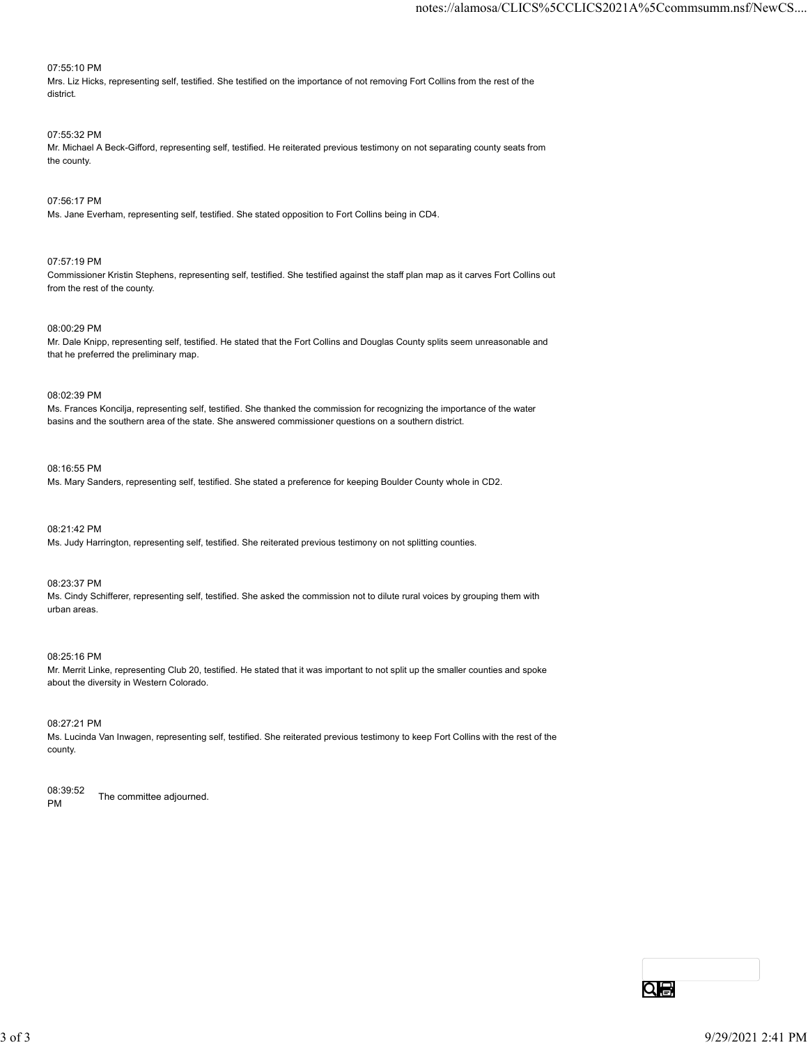07:55:10 PM

Mrs. Liz Hicks, representing self, testified. She testified on the importance of not removing Fort Collins from the rest of the district.

07:55:32 PM

Mr. Michael A Beck-Gifford, representing self, testified. He reiterated previous testimony on not separating county seats from the county.

07:56:17 PM

Ms. Jane Everham, representing self, testified. She stated opposition to Fort Collins being in CD4.

07:57:19 PM

Commissioner Kristin Stephens, representing self, testified. She testified against the staff plan map as it carves Fort Collins out from the rest of the county.

08:00:29 PM

Mr. Dale Knipp, representing self, testified. He stated that the Fort Collins and Douglas County splits seem unreasonable and that he preferred the preliminary map.

08:02:39 PM

Ms. Frances Koncilja, representing self, testified. She thanked the commission for recognizing the importance of the water basins and the southern area of the state. She answered commissioner questions on a southern district.

08:16:55 PM

Ms. Mary Sanders, representing self, testified. She stated a preference for keeping Boulder County whole in CD2.

08:21:42 PM

Ms. Judy Harrington, representing self, testified. She reiterated previous testimony on not splitting counties.

08:23:37 PM

Ms. Cindy Schifferer, representing self, testified. She asked the commission not to dilute rural voices by grouping them with urban areas.

08:25:16 PM

Mr. Merrit Linke, representing Club 20, testified. He stated that it was important to not split up the smaller counties and spoke about the diversity in Western Colorado.

08:27:21 PM

Ms. Lucinda Van Inwagen, representing self, testified. She reiterated previous testimony to keep Fort Collins with the rest of the county.

08:39:52 PM

The committee adjourned.